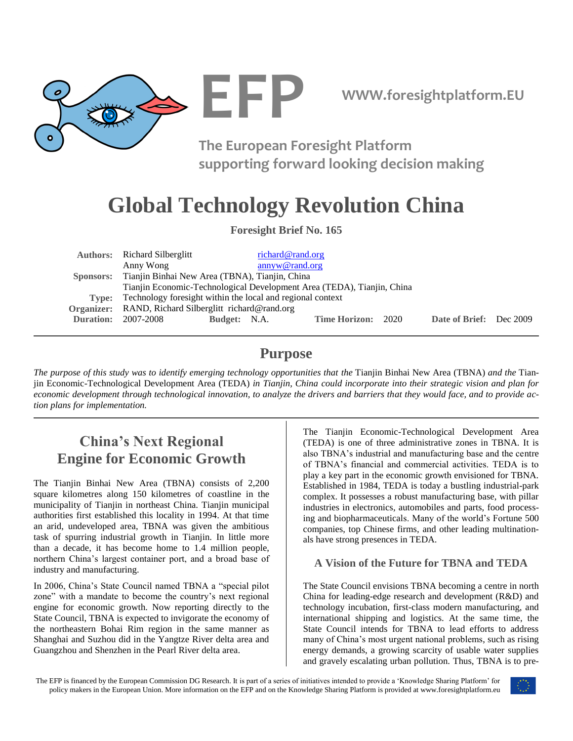EFP

WWW.foresightplatform.EU

The European Foresight Platform supporting forward looking decision making

# Global Technology Revolution China

**Foresight Brief No. 165**

| | | | | | | | |
|---|---|---|---|---|---|---|---|
| **Authors:** | Richard Silberglitt | | richard@rand.org | | | | |
| | Anny Wong | | annyw@rand.org | | | | |
| **Sponsors:** | Tianjin Binhai New Area (TBNA), Tianjin, China | | | | | | |
| | Tianjin Economic-Technological Development Area (TEDA), Tianjin, China | | | | | | |
| **Type:** | Technology foresight within the local and regional context | | | | | | |
| **Organizer:** | RAND, Richard Silberglitt richard@rand.org | | | | | | |
| **Duration:** | 2007-2008 | **Budget:** N.A. | | **Time Horizon:** | 2020 | **Date of Brief:** | Dec 2009 |

## Purpose

*The purpose of this study was to identify emerging technology opportunities that the* Tianjin Binhai New Area (TBNA) *and the* Tianjin Economic-Technological Development Area (TEDA) *in Tianjin, China could incorporate into their strategic vision and plan for economic development through technological innovation, to analyze the drivers and barriers that they would face, and to provide action plans for implementation.*

## China's Next Regional Engine for Economic Growth

The Tianjin Binhai New Area (TBNA) consists of 2,200 square kilometres along 150 kilometres of coastline in the municipality of Tianjin in northeast China. Tianjin municipal authorities first established this locality in 1994. At that time an arid, undeveloped area, TBNA was given the ambitious task of spurring industrial growth in Tianjin. In little more than a decade, it has become home to 1.4 million people, northern China's largest container port, and a broad base of industry and manufacturing.

In 2006, China's State Council named TBNA a "special pilot zone" with a mandate to become the country's next regional engine for economic growth. Now reporting directly to the State Council, TBNA is expected to invigorate the economy of the northeastern Bohai Rim region in the same manner as Shanghai and Suzhou did in the Yangtze River delta area and Guangzhou and Shenzhen in the Pearl River delta area.

The Tianjin Economic-Technological Development Area (TEDA) is one of three administrative zones in TBNA. It is also TBNA's industrial and manufacturing base and the centre of TBNA's financial and commercial activities. TEDA is to play a key part in the economic growth envisioned for TBNA. Established in 1984, TEDA is today a bustling industrial-park complex. It possesses a robust manufacturing base, with pillar industries in electronics, automobiles and parts, food processing and biopharmaceuticals. Many of the world's Fortune 500 companies, top Chinese firms, and other leading multinationals have strong presences in TEDA.

### A Vision of the Future for TBNA and TEDA

The State Council envisions TBNA becoming a centre in north China for leading-edge research and development (R&D) and technology incubation, first-class modern manufacturing, and international shipping and logistics. At the same time, the State Council intends for TBNA to lead efforts to address many of China's most urgent national problems, such as rising energy demands, a growing scarcity of usable water supplies and gravely escalating urban pollution. Thus, TBNA is to pre-

The EFP is financed by the European Commission DG Research. It is part of a series of initiatives intended to provide a 'Knowledge Sharing Platform' for policy makers in the European Union. More information on the EFP and on the Knowledge Sharing Platform is provided at www.foresightplatform.eu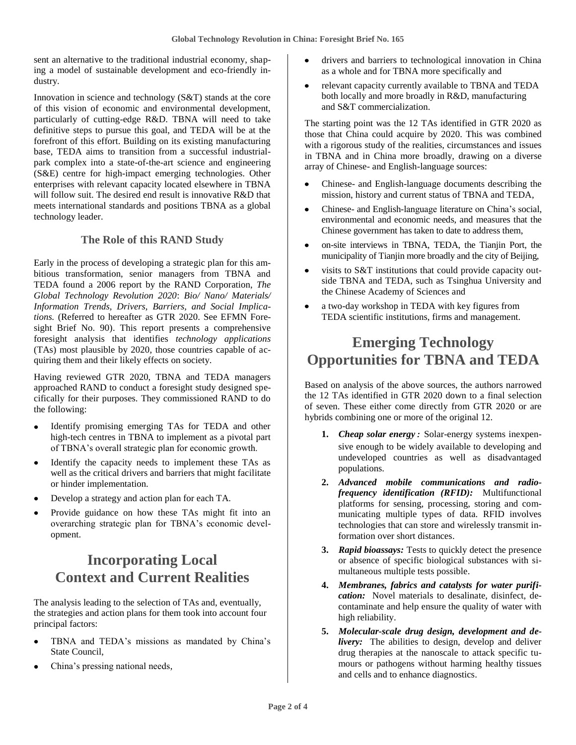sent an alternative to the traditional industrial economy, shaping a model of sustainable development and eco-friendly industry.

Innovation in science and technology (S&T) stands at the core of this vision of economic and environmental development, particularly of cutting-edge R&D. TBNA will need to take definitive steps to pursue this goal, and TEDA will be at the forefront of this effort. Building on its existing manufacturing base, TEDA aims to transition from a successful industrial-park complex into a state-of-the-art science and engineering (S&E) centre for high-impact emerging technologies. Other enterprises with relevant capacity located elsewhere in TBNA will follow suit. The desired end result is innovative R&D that meets international standards and positions TBNA as a global technology leader.

### The Role of this RAND Study

Early in the process of developing a strategic plan for this ambitious transformation, senior managers from TBNA and TEDA found a 2006 report by the RAND Corporation, *The Global Technology Revolution 2020*: *Bio/ Nano/ Materials/ Information Trends, Drivers, Barriers, and Social Implications.* (Referred to hereafter as GTR 2020. See EFMN Foresight Brief No. 90). This report presents a comprehensive foresight analysis that identifies *technology applications* (TAs) most plausible by 2020, those countries capable of acquiring them and their likely effects on society.

Having reviewed GTR 2020, TBNA and TEDA managers approached RAND to conduct a foresight study designed specifically for their purposes. They commissioned RAND to do the following:

- Identify promising emerging TAs for TEDA and other high-tech centres in TBNA to implement as a pivotal part of TBNA's overall strategic plan for economic growth.
- Identify the capacity needs to implement these TAs as well as the critical drivers and barriers that might facilitate or hinder implementation.
- Develop a strategy and action plan for each TA.
- Provide guidance on how these TAs might fit into an overarching strategic plan for TBNA's economic development.

## Incorporating Local Context and Current Realities

The analysis leading to the selection of TAs and, eventually, the strategies and action plans for them took into account four principal factors:

- TBNA and TEDA's missions as mandated by China's State Council,
- China's pressing national needs,
- drivers and barriers to technological innovation in China as a whole and for TBNA more specifically and
- relevant capacity currently available to TBNA and TEDA both locally and more broadly in R&D, manufacturing and S&T commercialization.

The starting point was the 12 TAs identified in GTR 2020 as those that China could acquire by 2020. This was combined with a rigorous study of the realities, circumstances and issues in TBNA and in China more broadly, drawing on a diverse array of Chinese- and English-language sources:

- Chinese- and English-language documents describing the mission, history and current status of TBNA and TEDA,
- Chinese- and English-language literature on China's social, environmental and economic needs, and measures that the Chinese government has taken to date to address them,
- on-site interviews in TBNA, TEDA, the Tianjin Port, the municipality of Tianjin more broadly and the city of Beijing,
- visits to S&T institutions that could provide capacity outside TBNA and TEDA, such as Tsinghua University and the Chinese Academy of Sciences and
- a two-day workshop in TEDA with key figures from TEDA scientific institutions, firms and management.

## Emerging Technology Opportunities for TBNA and TEDA

Based on analysis of the above sources, the authors narrowed the 12 TAs identified in GTR 2020 down to a final selection of seven. These either come directly from GTR 2020 or are hybrids combining one or more of the original 12.

1. ***Cheap solar energy :*** Solar-energy systems inexpensive enough to be widely available to developing and undeveloped countries as well as disadvantaged populations.
2. ***Advanced mobile communications and radio-frequency identification (RFID):*** Multifunctional platforms for sensing, processing, storing and communicating multiple types of data. RFID involves technologies that can store and wirelessly transmit information over short distances.
3. ***Rapid bioassays:*** Tests to quickly detect the presence or absence of specific biological substances with simultaneous multiple tests possible.
4. ***Membranes, fabrics and catalysts for water purification:*** Novel materials to desalinate, disinfect, decontaminate and help ensure the quality of water with high reliability.
5. ***Molecular-scale drug design, development and delivery:*** The abilities to design, develop and deliver drug therapies at the nanoscale to attack specific tumours or pathogens without harming healthy tissues and cells and to enhance diagnostics.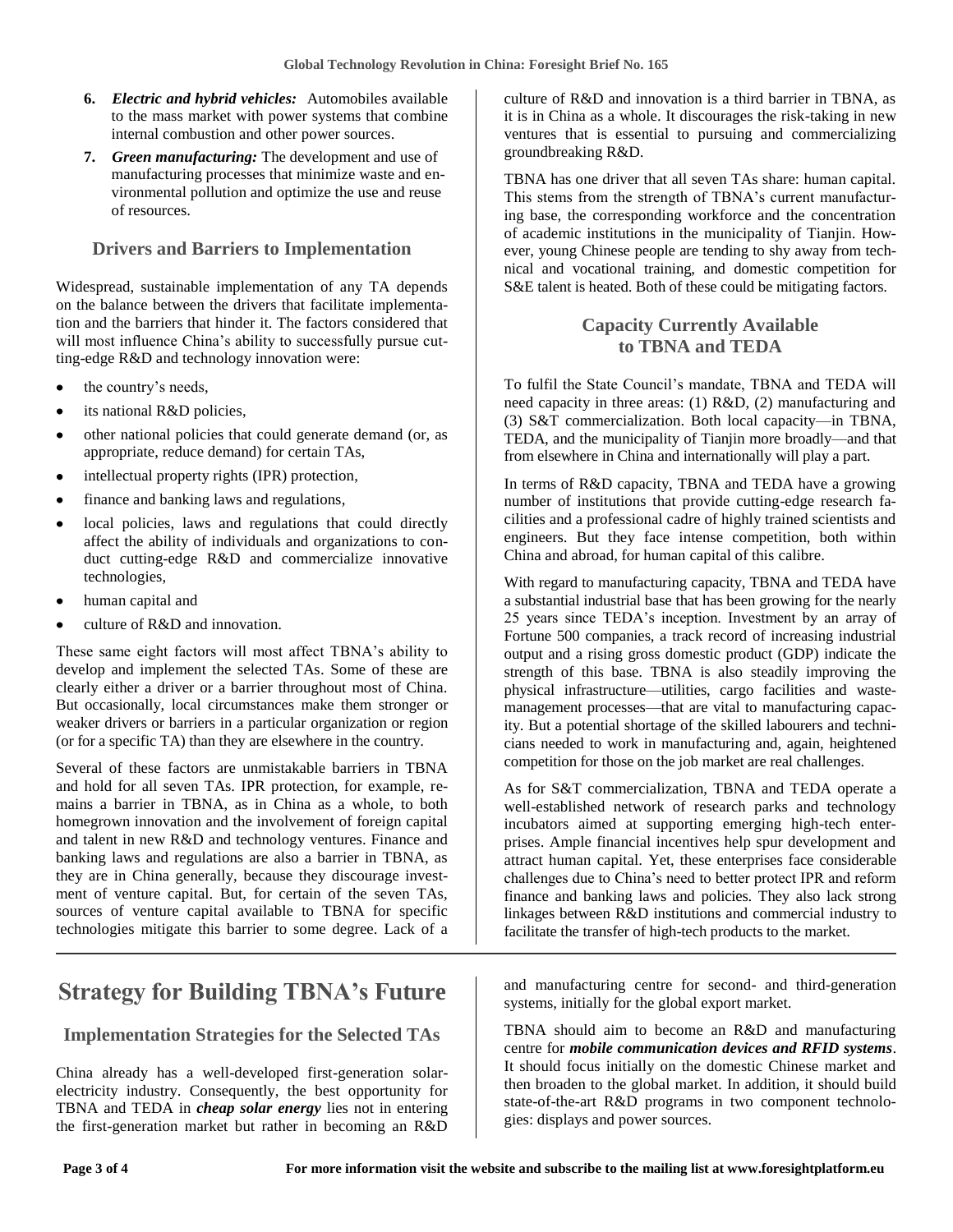6. ***Electric and hybrid vehicles:*** Automobiles available to the mass market with power systems that combine internal combustion and other power sources.
7. ***Green manufacturing:*** The development and use of manufacturing processes that minimize waste and environmental pollution and optimize the use and reuse of resources.

### Drivers and Barriers to Implementation

Widespread, sustainable implementation of any TA depends on the balance between the drivers that facilitate implementation and the barriers that hinder it. The factors considered that will most influence China's ability to successfully pursue cutting-edge R&D and technology innovation were:

- the country's needs,
- its national R&D policies,
- other national policies that could generate demand (or, as appropriate, reduce demand) for certain TAs,
- intellectual property rights (IPR) protection,
- finance and banking laws and regulations,
- local policies, laws and regulations that could directly affect the ability of individuals and organizations to conduct cutting-edge R&D and commercialize innovative technologies,
- human capital and
- culture of R&D and innovation.

These same eight factors will most affect TBNA's ability to develop and implement the selected TAs. Some of these are clearly either a driver or a barrier throughout most of China. But occasionally, local circumstances make them stronger or weaker drivers or barriers in a particular organization or region (or for a specific TA) than they are elsewhere in the country.

Several of these factors are unmistakable barriers in TBNA and hold for all seven TAs. IPR protection, for example, remains a barrier in TBNA, as in China as a whole, to both homegrown innovation and the involvement of foreign capital and talent in new R&D and technology ventures. Finance and banking laws and regulations are also a barrier in TBNA, as they are in China generally, because they discourage investment of venture capital. But, for certain of the seven TAs, sources of venture capital available to TBNA for specific technologies mitigate this barrier to some degree. Lack of a culture of R&D and innovation is a third barrier in TBNA, as it is in China as a whole. It discourages the risk-taking in new ventures that is essential to pursuing and commercializing groundbreaking R&D.

TBNA has one driver that all seven TAs share: human capital. This stems from the strength of TBNA's current manufacturing base, the corresponding workforce and the concentration of academic institutions in the municipality of Tianjin. However, young Chinese people are tending to shy away from technical and vocational training, and domestic competition for S&E talent is heated. Both of these could be mitigating factors.

### Capacity Currently Available to TBNA and TEDA

To fulfil the State Council's mandate, TBNA and TEDA will need capacity in three areas: (1) R&D, (2) manufacturing and (3) S&T commercialization. Both local capacity—in TBNA, TEDA, and the municipality of Tianjin more broadly—and that from elsewhere in China and internationally will play a part.

In terms of R&D capacity, TBNA and TEDA have a growing number of institutions that provide cutting-edge research facilities and a professional cadre of highly trained scientists and engineers. But they face intense competition, both within China and abroad, for human capital of this calibre.

With regard to manufacturing capacity, TBNA and TEDA have a substantial industrial base that has been growing for the nearly 25 years since TEDA's inception. Investment by an array of Fortune 500 companies, a track record of increasing industrial output and a rising gross domestic product (GDP) indicate the strength of this base. TBNA is also steadily improving the physical infrastructure—utilities, cargo facilities and waste-management processes—that are vital to manufacturing capacity. But a potential shortage of the skilled labourers and technicians needed to work in manufacturing and, again, heightened competition for those on the job market are real challenges.

As for S&T commercialization, TBNA and TEDA operate a well-established network of research parks and technology incubators aimed at supporting emerging high-tech enterprises. Ample financial incentives help spur development and attract human capital. Yet, these enterprises face considerable challenges due to China's need to better protect IPR and reform finance and banking laws and policies. They also lack strong linkages between R&D institutions and commercial industry to facilitate the transfer of high-tech products to the market.

## Strategy for Building TBNA's Future

### Implementation Strategies for the Selected TAs

China already has a well-developed first-generation solar-electricity industry. Consequently, the best opportunity for TBNA and TEDA in ***cheap solar energy*** lies not in entering the first-generation market but rather in becoming an R&D and manufacturing centre for second- and third-generation systems, initially for the global export market.

TBNA should aim to become an R&D and manufacturing centre for ***mobile communication devices and RFID systems***. It should focus initially on the domestic Chinese market and then broaden to the global market. In addition, it should build state-of-the-art R&D programs in two component technologies: displays and power sources.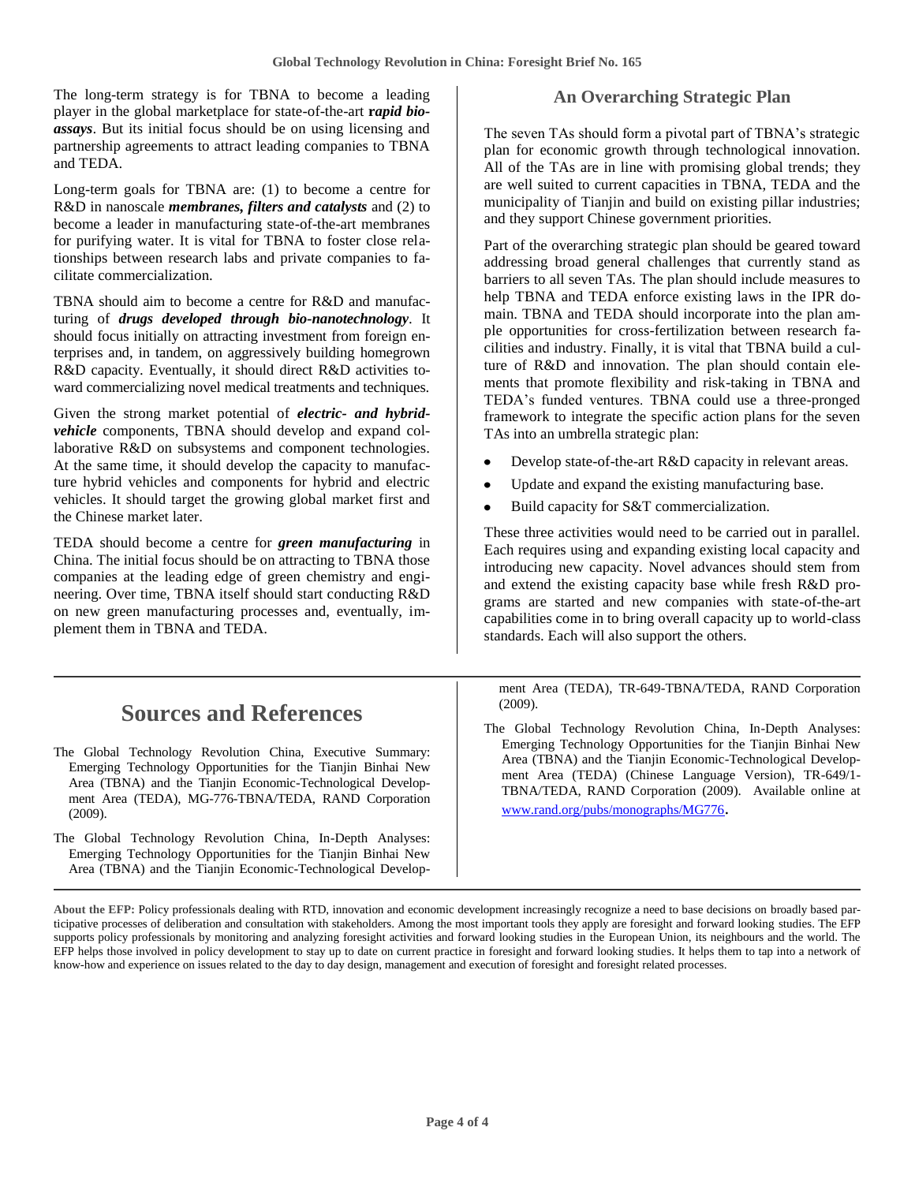The long-term strategy is for TBNA to become a leading player in the global marketplace for state-of-the-art ***rapid bio-assays***. But its initial focus should be on using licensing and partnership agreements to attract leading companies to TBNA and TEDA.

Long-term goals for TBNA are: (1) to become a centre for R&D in nanoscale ***membranes, filters and catalysts*** and (2) to become a leader in manufacturing state-of-the-art membranes for purifying water. It is vital for TBNA to foster close relationships between research labs and private companies to facilitate commercialization.

TBNA should aim to become a centre for R&D and manufacturing of ***drugs developed through bio-nanotechnology***. It should focus initially on attracting investment from foreign enterprises and, in tandem, on aggressively building homegrown R&D capacity. Eventually, it should direct R&D activities toward commercializing novel medical treatments and techniques.

Given the strong market potential of ***electric- and hybrid-vehicle*** components, TBNA should develop and expand collaborative R&D on subsystems and component technologies. At the same time, it should develop the capacity to manufacture hybrid vehicles and components for hybrid and electric vehicles. It should target the growing global market first and the Chinese market later.

TEDA should become a centre for ***green manufacturing*** in China. The initial focus should be on attracting to TBNA those companies at the leading edge of green chemistry and engineering. Over time, TBNA itself should start conducting R&D on new green manufacturing processes and, eventually, implement them in TBNA and TEDA.

## An Overarching Strategic Plan

The seven TAs should form a pivotal part of TBNA's strategic plan for economic growth through technological innovation. All of the TAs are in line with promising global trends; they are well suited to current capacities in TBNA, TEDA and the municipality of Tianjin and build on existing pillar industries; and they support Chinese government priorities.

Part of the overarching strategic plan should be geared toward addressing broad general challenges that currently stand as barriers to all seven TAs. The plan should include measures to help TBNA and TEDA enforce existing laws in the IPR domain. TBNA and TEDA should incorporate into the plan ample opportunities for cross-fertilization between research facilities and industry. Finally, it is vital that TBNA build a culture of R&D and innovation. The plan should contain elements that promote flexibility and risk-taking in TBNA and TEDA's funded ventures. TBNA could use a three-pronged framework to integrate the specific action plans for the seven TAs into an umbrella strategic plan:

- Develop state-of-the-art R&D capacity in relevant areas.
- Update and expand the existing manufacturing base.
- Build capacity for S&T commercialization.

These three activities would need to be carried out in parallel. Each requires using and expanding existing local capacity and introducing new capacity. Novel advances should stem from and extend the existing capacity base while fresh R&D programs are started and new companies with state-of-the-art capabilities come in to bring overall capacity up to world-class standards. Each will also support the others.

# Sources and References

The Global Technology Revolution China, Executive Summary: Emerging Technology Opportunities for the Tianjin Binhai New Area (TBNA) and the Tianjin Economic-Technological Development Area (TEDA), MG-776-TBNA/TEDA, RAND Corporation (2009).

The Global Technology Revolution China, In-Depth Analyses: Emerging Technology Opportunities for the Tianjin Binhai New Area (TBNA) and the Tianjin Economic-Technological Development Area (TEDA), TR-649-TBNA/TEDA, RAND Corporation (2009).

The Global Technology Revolution China, In-Depth Analyses: Emerging Technology Opportunities for the Tianjin Binhai New Area (TBNA) and the Tianjin Economic-Technological Development Area (TEDA) (Chinese Language Version), TR-649/1-TBNA/TEDA, RAND Corporation (2009). Available online at www.rand.org/pubs/monographs/MG776.

**About the EFP:** Policy professionals dealing with RTD, innovation and economic development increasingly recognize a need to base decisions on broadly based participative processes of deliberation and consultation with stakeholders. Among the most important tools they apply are foresight and forward looking studies. The EFP supports policy professionals by monitoring and analyzing foresight activities and forward looking studies in the European Union, its neighbours and the world. The EFP helps those involved in policy development to stay up to date on current practice in foresight and forward looking studies. It helps them to tap into a network of know-how and experience on issues related to the day to day design, management and execution of foresight and foresight related processes.